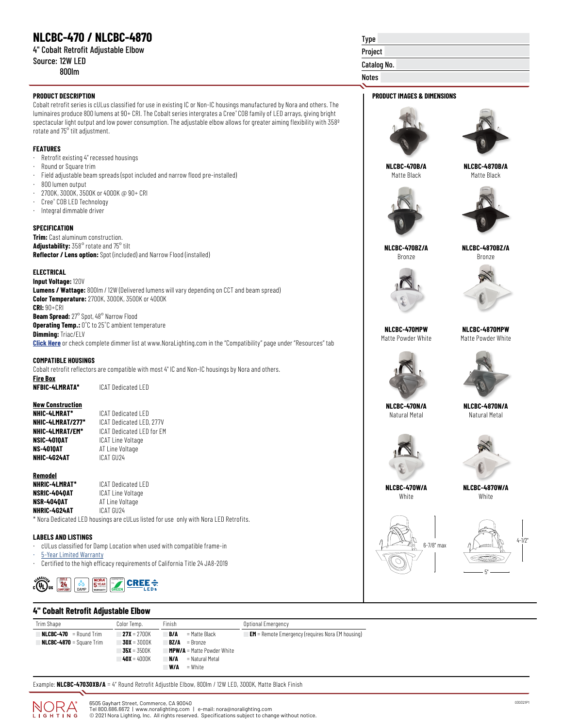# NLCBC-470 / NLCBC-4870

4" Cobalt Retrofit Adjustable Elbow
Source: 12W LED
800lm

| Type | |
|---|---|
| Project | |
| Catalog No. | |
| Notes | |

## PRODUCT DESCRIPTION

Cobalt retrofit series is cULus classified for use in existing IC or Non-IC housings manufactured by Nora and others. The luminaires produce 800 lumens at 90+ CRI. The Cobalt series intergrates a Cree® COB family of LED arrays, giving bright spectacular light output and low power consumption. The adjustable elbow allows for greater aiming flexibility with 358º rotate and 75° tilt adjustment.

## FEATURES

- Retrofit existing 4" recessed housings
- Round or Square trim
- Field adjustable beam spreads (spot included and narrow flood pre-installed)
- 800 lumen output
- 2700K, 3000K, 3500K or 4000K @ 90+ CRI
- Cree® COB LED Technology
- Integral dimmable driver

## SPECIFICATION

**Trim:** Cast aluminum construction.
**Adjustability:** 358° rotate and 75° tilt
**Reflector / Lens option:** Spot (included) and Narrow Flood (installed)

## ELECTRICAL

**Input Voltage:** 120V
**Lumens / Wattage:** 800lm / 12W (Delivered lumens will vary depending on CCT and beam spread)
**Color Temperature:** 2700K, 3000K, 3500K or 4000K
**CRI:** 90+CRI
**Beam Spread:** 27° Spot, 48° Narrow Flood
**Operating Temp.:** 0°C to 25°C ambient temperature
**Dimming:** Triac/ELV
**Click Here** or check complete dimmer list at www.NoraLighting.com in the "Compatibility" page under "Resources" tab

## COMPATIBLE HOUSINGS

Cobalt retrofit reflectors are compatible with most 4" IC and Non-IC housings by Nora and others.

**Fire Box**

| | |
|---|---|
| **NFBIC-4LMRATA*** | ICAT Dedicated LED |

**New Construction**

| | |
|---|---|
| **NHIC-4LMRAT*** | ICAT Dedicated LED |
| **NHIC-4LMRAT/277*** | ICAT Dedicated LED, 277V |
| **NHIC-4LMRAT/EM*** | ICAT Dedicated LED for EM |
| **NSIC-4010AT** | ICAT Line Voltage |
| **NS-4010AT** | AT Line Voltage |
| **NHIC-4G24AT** | ICAT GU24 |

**Remodel**

| | |
|---|---|
| **NHRIC-4LMRAT*** | ICAT Dedicated LED |
| **NSRIC-4040AT** | ICAT Line Voltage |
| **NSR-4040AT** | AT Line Voltage |
| **NHRIC-4G24AT** | ICAT GU24 |

* Nora Dedicated LED housings are cULus listed for use only with Nora LED Retrofits.

## LABELS AND LISTINGS

- cULus classified for Damp Location when used with compatible frame-in
- 5-Year Limited Warranty
- Certified to the high efficacy requirements of California Title 24 JA8-2019

## PRODUCT IMAGES & DIMENSIONS

**NLCBC-470B/A** Matte Black
**NLCBC-4870B/A** Matte Black
**NLCBC-470BZ/A** Bronze
**NLCBC-4870BZ/A** Bronze
**NLCBC-470MPW** Matte Powder White
**NLCBC-4870MPW** Matte Powder White
**NLCBC-470N/A** Natural Metal
**NLCBC-4870N/A** Natural Metal
**NLCBC-470W/A** White
**NLCBC-4870W/A** White

6-7/8" max
4-1/2"
5"

## 4" Cobalt Retrofit Adjustable Elbow

| Trim Shape | Color Temp. | Finish | Optional Emergency |
|---|---|---|---|
| **NLCBC-470** = Round Trim | **27X** = 2700K | **B/A** = Matte Black | **EM** = Remote Emergency (requires Nora EM housing) |
| **NLCBC-4870** = Square Trim | **30X** = 3000K | **BZ/A** = Bronze | |
| | **35X** = 3500K | **MPW/A** = Matte Powder White | |
| | **40X** = 4000K | **N/A** = Natural Metal | |
| | | **W/A** = White | |

Example: **NLCBC-47030XB/A** = 4" Round Retrofit Adjustble Elbow, 800lm / 12W LED, 3000K, Matte Black Finish

6505 Gayhart Street, Commerce, CA 90040
Tel 800.686.6672 | www.noralighting.com | e-mail: nora@noralighting.com
© 2021 Nora Lighting, Inc. All rights reserved. Specifications subject to change without notice.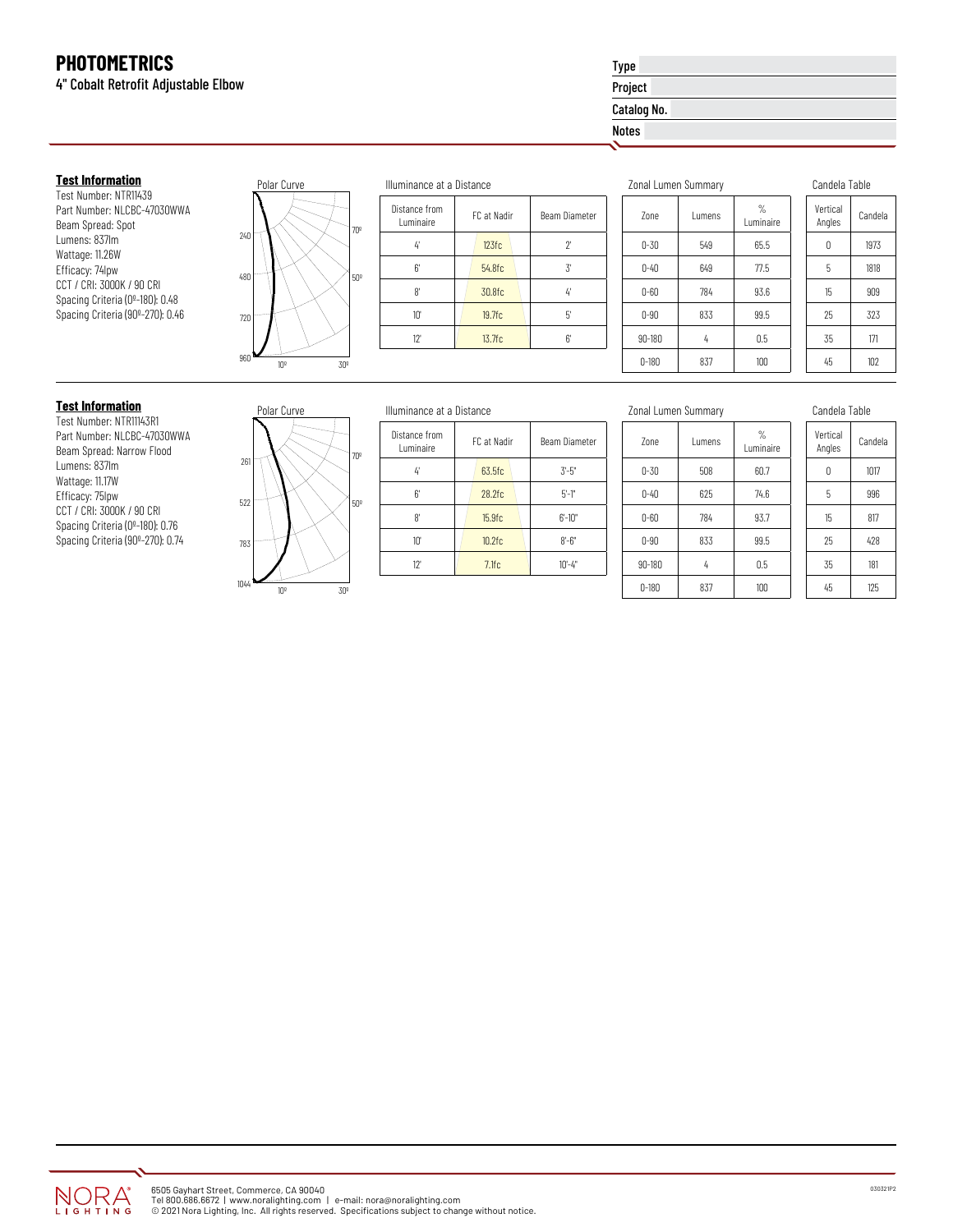# PHOTOMETRICS

4" Cobalt Retrofit Adjustable Elbow

Type

Project

Catalog No.

Notes

## Test Information

Test Number: NTR11439
Part Number: NLCBC-47030WWA
Beam Spread: Spot
Lumens: 837lm
Wattage: 11.26W
Efficacy: 74lpw
CCT / CRI: 3000K / 90 CRI
Spacing Criteria (0º-180): 0.48
Spacing Criteria (90º-270): 0.46

Polar Curve

240
480
720
960
10º
30º
50º
70º

Illuminance at a Distance

| Distance from Luminaire | FC at Nadir | Beam Diameter |
|---|---|---|
| 4' | 123fc | 2' |
| 6' | 54.8fc | 3' |
| 8' | 30.8fc | 4' |
| 10' | 19.7fc | 5' |
| 12' | 13.7fc | 6' |

Zonal Lumen Summary

| Zone | Lumens | % Luminaire |
|---|---|---|
| 0-30 | 549 | 65.5 |
| 0-40 | 649 | 77.5 |
| 0-60 | 784 | 93.6 |
| 0-90 | 833 | 99.5 |
| 90-180 | 4 | 0.5 |
| 0-180 | 837 | 100 |

Candela Table

| Vertical Angles | Candela |
|---|---|
| 0 | 1973 |
| 5 | 1818 |
| 15 | 909 |
| 25 | 323 |
| 35 | 171 |
| 45 | 102 |

## Test Information

Test Number: NTR11143R1
Part Number: NLCBC-47030WWA
Beam Spread: Narrow Flood
Lumens: 837lm
Wattage: 11.17W
Efficacy: 75lpw
CCT / CRI: 3000K / 90 CRI
Spacing Criteria (0º-180): 0.76
Spacing Criteria (90º-270): 0.74

Polar Curve

261
522
783
1044
10º
30º
50º
70º

Illuminance at a Distance

| Distance from Luminaire | FC at Nadir | Beam Diameter |
|---|---|---|
| 4' | 63.5fc | 3'-5" |
| 6' | 28.2fc | 5'-1" |
| 8' | 15.9fc | 6'-10" |
| 10' | 10.2fc | 8'-6" |
| 12' | 7.1fc | 10'-4" |

Zonal Lumen Summary

| Zone | Lumens | % Luminaire |
|---|---|---|
| 0-30 | 508 | 60.7 |
| 0-40 | 625 | 74.6 |
| 0-60 | 784 | 93.7 |
| 0-90 | 833 | 99.5 |
| 90-180 | 4 | 0.5 |
| 0-180 | 837 | 100 |

Candela Table

| Vertical Angles | Candela |
|---|---|
| 0 | 1017 |
| 5 | 996 |
| 15 | 817 |
| 25 | 428 |
| 35 | 181 |
| 45 | 125 |

NORA® LIGHTING

6505 Gayhart Street, Commerce, CA 90040
Tel 800.686.6672 | www.noralighting.com | e-mail: nora@noralighting.com
© 2021 Nora Lighting, Inc. All rights reserved. Specifications subject to change without notice.

030321P2